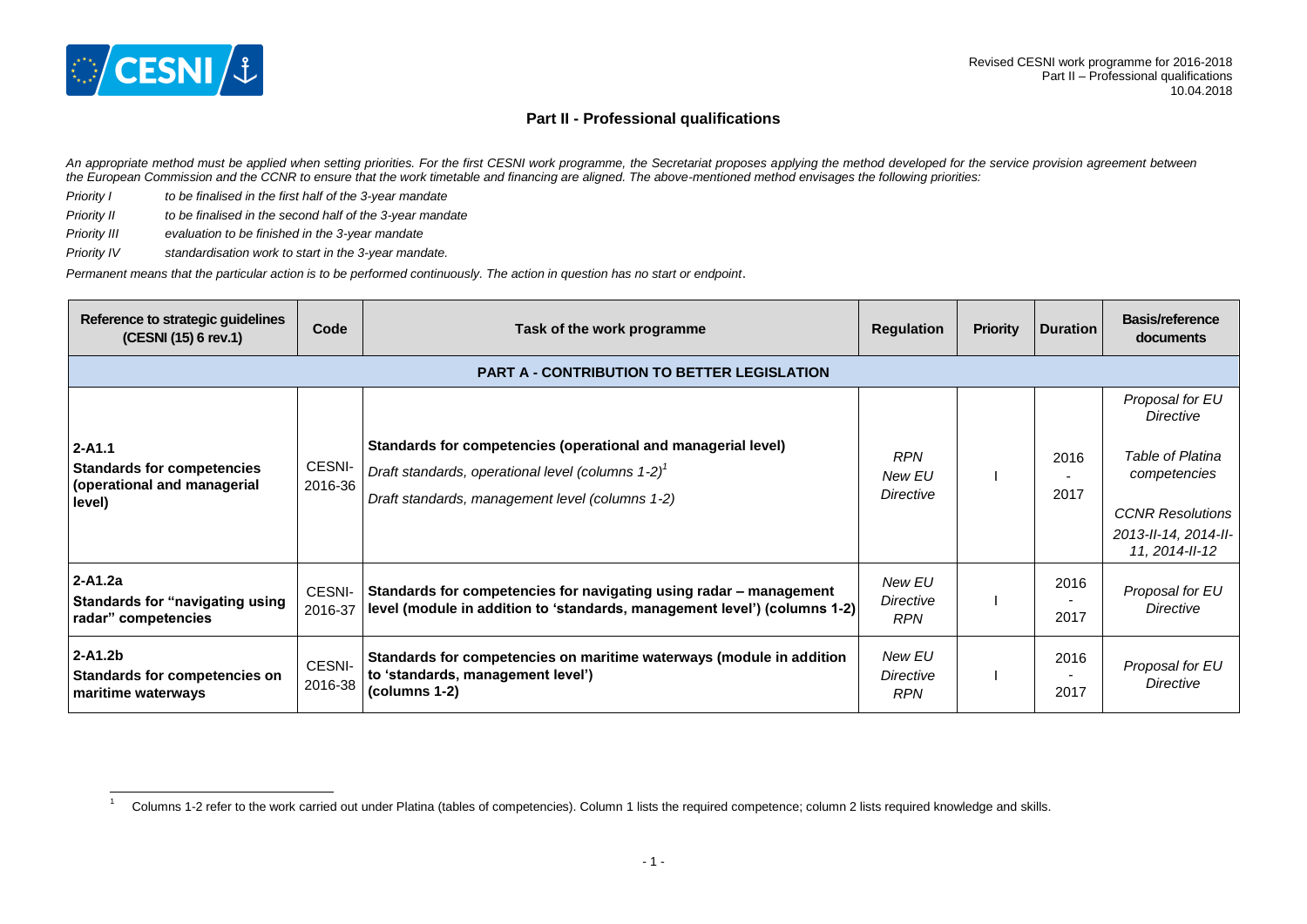## Part II - Professional qualifications

*An appropriate method must be applied when setting priorities. For the first CESNI work programme, the Secretariat proposes applying the method developed for the service provision agreement between the European Commission and the CCNR to ensure that the work timetable and financing are aligned. The above-mentioned method envisages the following priorities:*

*Priority I* — *to be finalised in the first half of the 3-year mandate*

*Priority II* — *to be finalised in the second half of the 3-year mandate*

*Priority III* — *evaluation to be finished in the 3-year mandate*

*Priority IV* — *standardisation work to start in the 3-year mandate.*

*Permanent means that the particular action is to be performed continuously. The action in question has no start or endpoint*.

| Reference to strategic guidelines (CESNI (15) 6 rev.1) | Code | Task of the work programme | Regulation | Priority | Duration | Basis/reference documents |
|---|---|---|---|---|---|---|
| **PART A - CONTRIBUTION TO BETTER LEGISLATION** | | | | | | |
| **2-A1.1** **Standards for competencies (operational and managerial level)** | CESNI-2016-36 | **Standards for competencies (operational and managerial level)** *Draft standards, operational level (columns 1-2)*[1] *Draft standards, management level (columns 1-2)* | *RPN* *New EU Directive* | I | 2016 - 2017 | *Proposal for EU Directive* *Table of Platina competencies* *CCNR Resolutions 2013-II-14, 2014-II-11, 2014-II-12* |
| **2-A1.2a** **Standards for "navigating using radar" competencies** | CESNI-2016-37 | **Standards for competencies for navigating using radar – management level (module in addition to 'standards, management level') (columns 1-2)** | *New EU Directive* *RPN* | I | 2016 - 2017 | *Proposal for EU Directive* |
| **2-A1.2b** **Standards for competencies on maritime waterways** | CESNI-2016-38 | **Standards for competencies on maritime waterways (module in addition to 'standards, management level') (columns 1-2)** | *New EU Directive* *RPN* | I | 2016 - 2017 | *Proposal for EU Directive* |

[1] Columns 1-2 refer to the work carried out under Platina (tables of competencies). Column 1 lists the required competence; column 2 lists required knowledge and skills.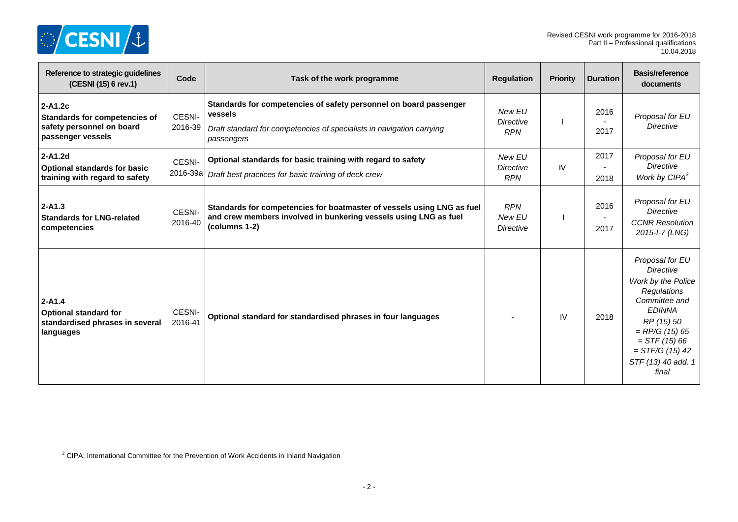| Reference to strategic guidelines (CESNI (15) 6 rev.1) | Code | Task of the work programme | Regulation | Priority | Duration | Basis/reference documents |
|---|---|---|---|---|---|---|
| **2-A1.2c** **Standards for competencies of safety personnel on board passenger vessels** | CESNI-2016-39 | **Standards for competencies of safety personnel on board passenger vessels** *Draft standard for competencies of specialists in navigation carrying passengers* | *New EU Directive RPN* | I | 2016 - 2017 | *Proposal for EU Directive* |
| **2-A1.2d** **Optional standards for basic training with regard to safety** | CESNI-2016-39a | **Optional standards for basic training with regard to safety** *Draft best practices for basic training of deck crew* | *New EU Directive RPN* | IV | 2017 - 2018 | *Proposal for EU Directive* *Work by CIPA*[2] |
| **2-A1.3** **Standards for LNG-related competencies** | CESNI-2016-40 | **Standards for competencies for boatmaster of vessels using LNG as fuel and crew members involved in bunkering vessels using LNG as fuel (columns 1-2)** | *RPN New EU Directive* | I | 2016 - 2017 | *Proposal for EU Directive* *CCNR Resolution 2015-I-7 (LNG)* |
| **2-A1.4** **Optional standard for standardised phrases in several languages** | CESNI-2016-41 | **Optional standard for standardised phrases in four languages** | - | IV | 2018 | *Proposal for EU Directive* *Work by the Police Regulations Committee and EDINNA* *RP (15) 50 = RP/G (15) 65 = STF (15) 66 = STF/G (15) 42* *STF (13) 40 add. 1 final* |

[2] CIPA: International Committee for the Prevention of Work Accidents in Inland Navigation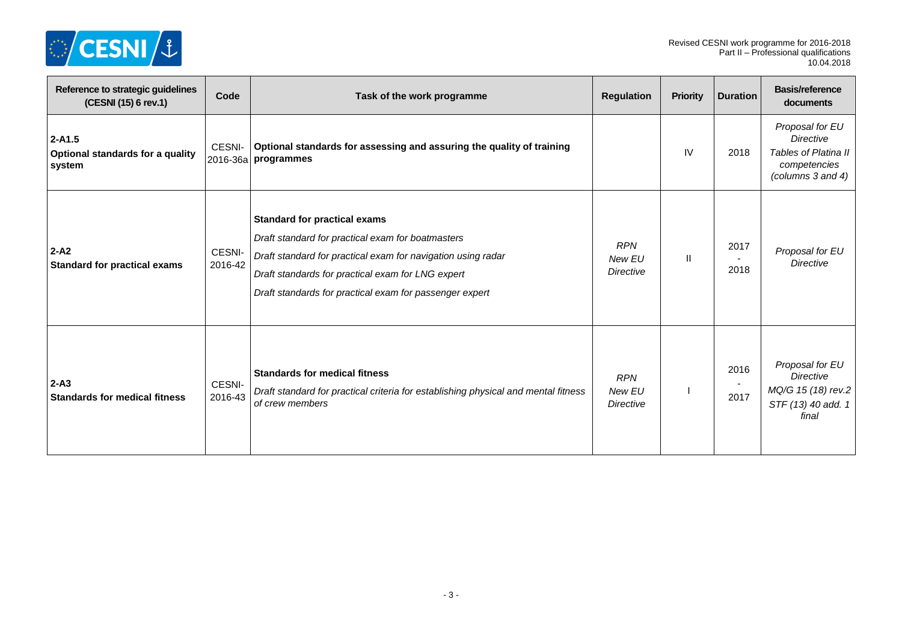| Reference to strategic guidelines (CESNI (15) 6 rev.1) | Code | Task of the work programme | Regulation | Priority | Duration | Basis/reference documents |
|---|---|---|---|---|---|---|
| **2-A1.5** **Optional standards for a quality system** | CESNI-2016-36a | **Optional standards for assessing and assuring the quality of training programmes** | | IV | 2018 | *Proposal for EU Directive* *Tables of Platina II competencies (columns 3 and 4)* |
| **2-A2** **Standard for practical exams** | CESNI-2016-42 | **Standard for practical exams** *Draft standard for practical exam for boatmasters* *Draft standard for practical exam for navigation using radar* *Draft standards for practical exam for LNG expert* *Draft standards for practical exam for passenger expert* | *RPN* *New EU Directive* | II | 2017 - 2018 | *Proposal for EU Directive* |
| **2-A3** **Standards for medical fitness** | CESNI-2016-43 | **Standards for medical fitness** *Draft standard for practical criteria for establishing physical and mental fitness of crew members* | *RPN* *New EU Directive* | I | 2016 - 2017 | *Proposal for EU Directive* *MQ/G 15 (18) rev.2* *STF (13) 40 add. 1 final* |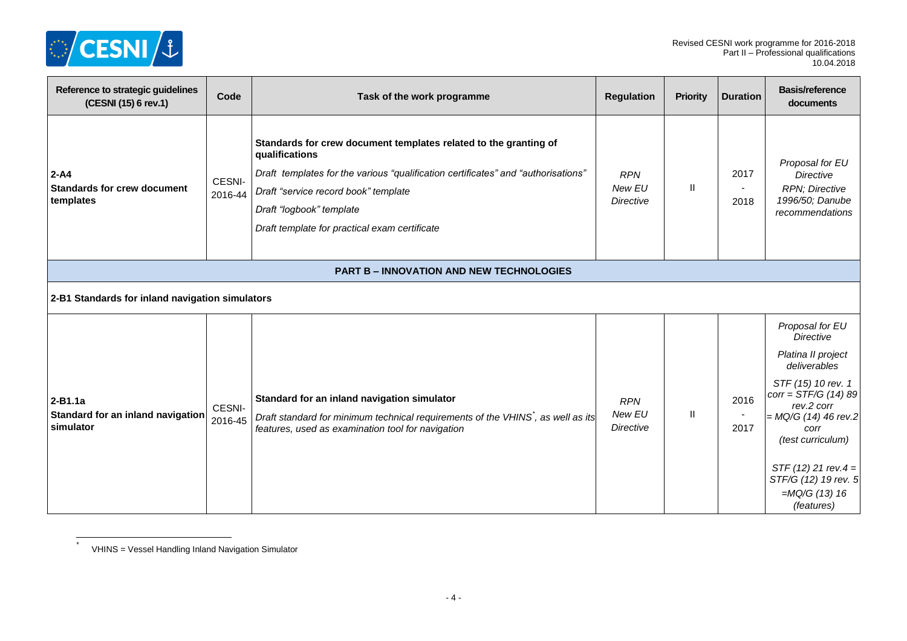| Reference to strategic guidelines (CESNI (15) 6 rev.1) | Code | Task of the work programme | Regulation | Priority | Duration | Basis/reference documents |
|---|---|---|---|---|---|---|
| **2-A4**<br>**Standards for crew document templates** | CESNI-2016-44 | **Standards for crew document templates related to the granting of qualifications**<br>*Draft templates for the various "qualification certificates" and "authorisations"*<br>*Draft "service record book" template*<br>*Draft "logbook" template*<br>*Draft template for practical exam certificate* | *RPN*<br>*New EU Directive* | II | 2017<br>-<br>2018 | *Proposal for EU Directive*<br>*RPN; Directive 1996/50; Danube recommendations* |
| | | **PART B – INNOVATION AND NEW TECHNOLOGIES** | | | | |
| **2-B1 Standards for inland navigation simulators** | | | | | | |
| **2-B1.1a**<br>**Standard for an inland navigation simulator** | CESNI-2016-45 | **Standard for an inland navigation simulator**<br>*Draft standard for minimum technical requirements of the VHINS[*], as well as its features, used as examination tool for navigation* | *RPN*<br>*New EU Directive* | II | 2016<br>-<br>2017 | *Proposal for EU Directive*<br>*Platina II project deliverables*<br>*STF (15) 10 rev. 1 corr = STF/G (14) 89 rev.2 corr = MQ/G (14) 46 rev.2 corr (test curriculum)*<br>*STF (12) 21 rev.4 = STF/G (12) 19 rev. 5 =MQ/G (13) 16 (features)* |

[*] VHINS = Vessel Handling Inland Navigation Simulator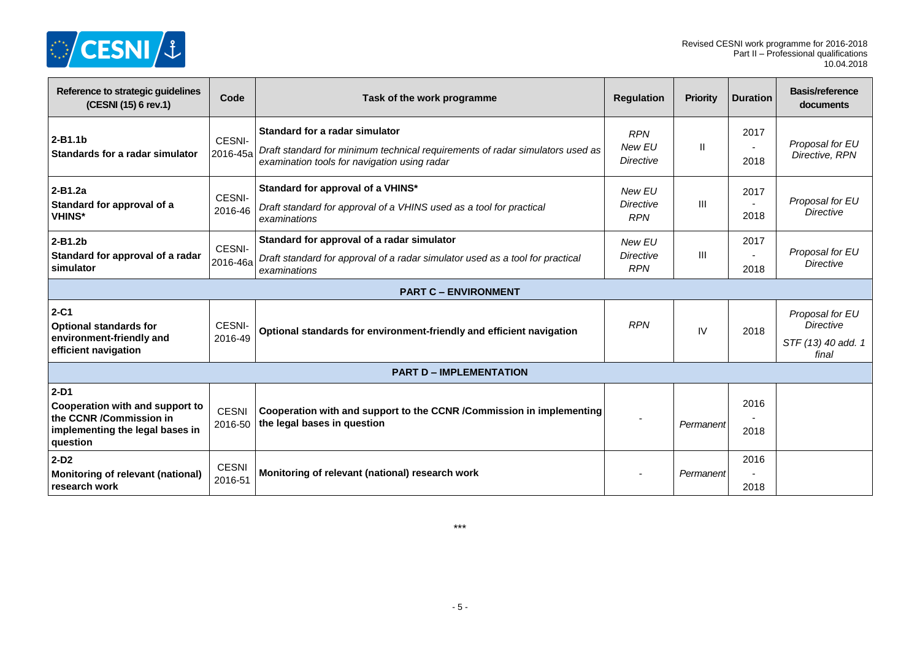| Reference to strategic guidelines (CESNI (15) 6 rev.1) | Code | Task of the work programme | Regulation | Priority | Duration | Basis/reference documents |
|---|---|---|---|---|---|---|
| **2-B1.1b** **Standards for a radar simulator** | CESNI-2016-45a | **Standard for a radar simulator** *Draft standard for minimum technical requirements of radar simulators used as examination tools for navigation using radar* | *RPN New EU Directive* | II | 2017 - 2018 | *Proposal for EU Directive, RPN* |
| **2-B1.2a** **Standard for approval of a VHINS*** | CESNI-2016-46 | **Standard for approval of a VHINS*** *Draft standard for approval of a VHINS used as a tool for practical examinations* | *New EU Directive RPN* | III | 2017 - 2018 | *Proposal for EU Directive* |
| **2-B1.2b** **Standard for approval of a radar simulator** | CESNI-2016-46a | **Standard for approval of a radar simulator** *Draft standard for approval of a radar simulator used as a tool for practical examinations* | *New EU Directive RPN* | III | 2017 - 2018 | *Proposal for EU Directive* |
| | | **PART C – ENVIRONMENT** | | | | |
| **2-C1** **Optional standards for environment-friendly and efficient navigation** | CESNI-2016-49 | **Optional standards for environment-friendly and efficient navigation** | *RPN* | IV | 2018 | *Proposal for EU Directive* *STF (13) 40 add. 1 final* |
| | | **PART D – IMPLEMENTATION** | | | | |
| **2-D1** **Cooperation with and support to the CCNR /Commission in implementing the legal bases in question** | CESNI 2016-50 | **Cooperation with and support to the CCNR /Commission in implementing the legal bases in question** | - | *Permanent* | 2016 - 2018 | |
| **2-D2** **Monitoring of relevant (national) research work** | CESNI 2016-51 | **Monitoring of relevant (national) research work** | - | *Permanent* | 2016 - 2018 | |

***